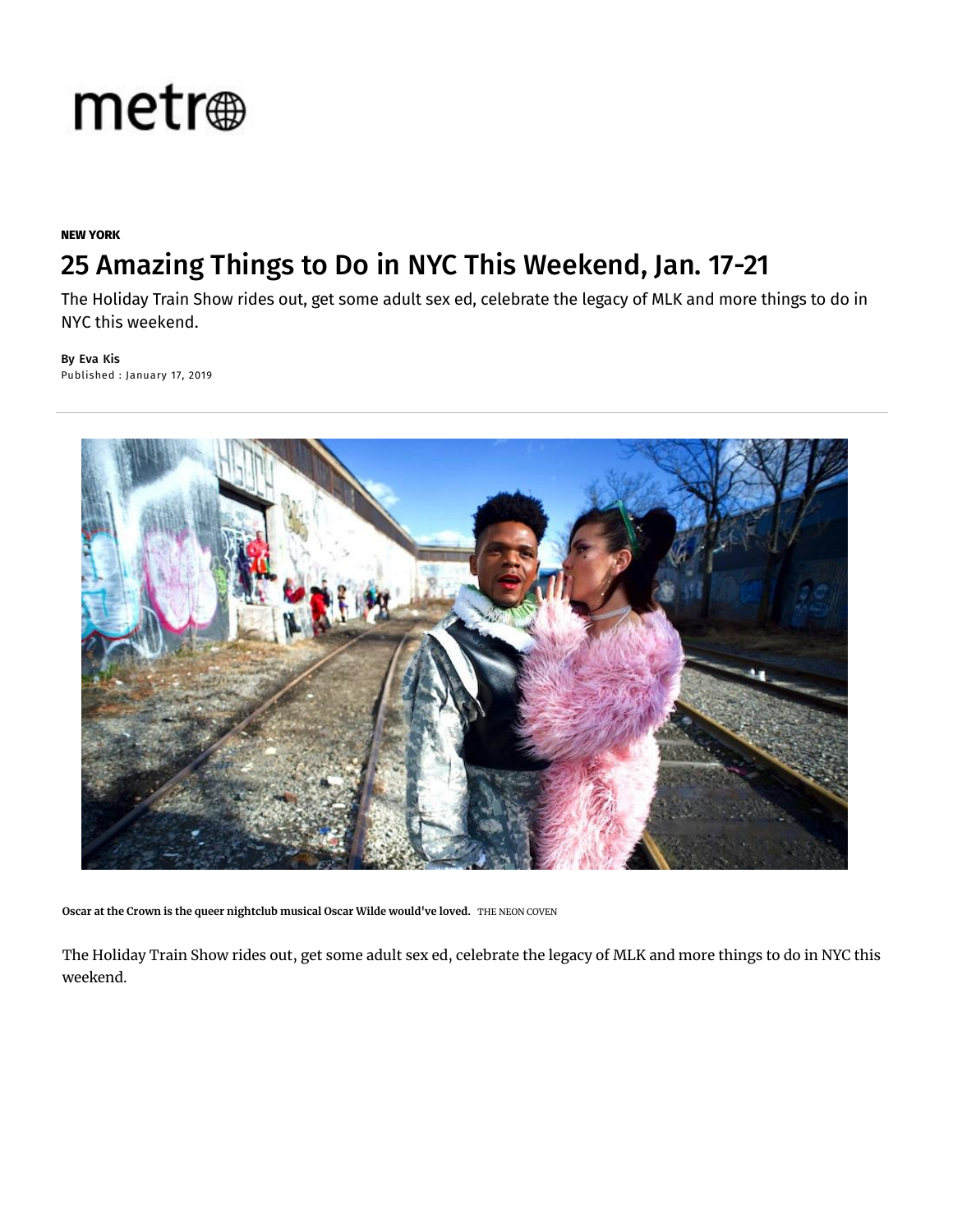metro

**NEW YORK**

# 25 Amazing Things to Do in NYC This Weekend, Jan. 17-21

The Holiday Train Show rides out, get some adult sex ed, celebrate the legacy of MLK and more things to do in NYC this weekend.

By Eva Kis
Published : January 17, 2019

**Oscar at the Crown is the queer nightclub musical Oscar Wilde would've loved.** THE NEON COVEN

The Holiday Train Show rides out, get some adult sex ed, celebrate the legacy of MLK and more things to do in NYC this weekend.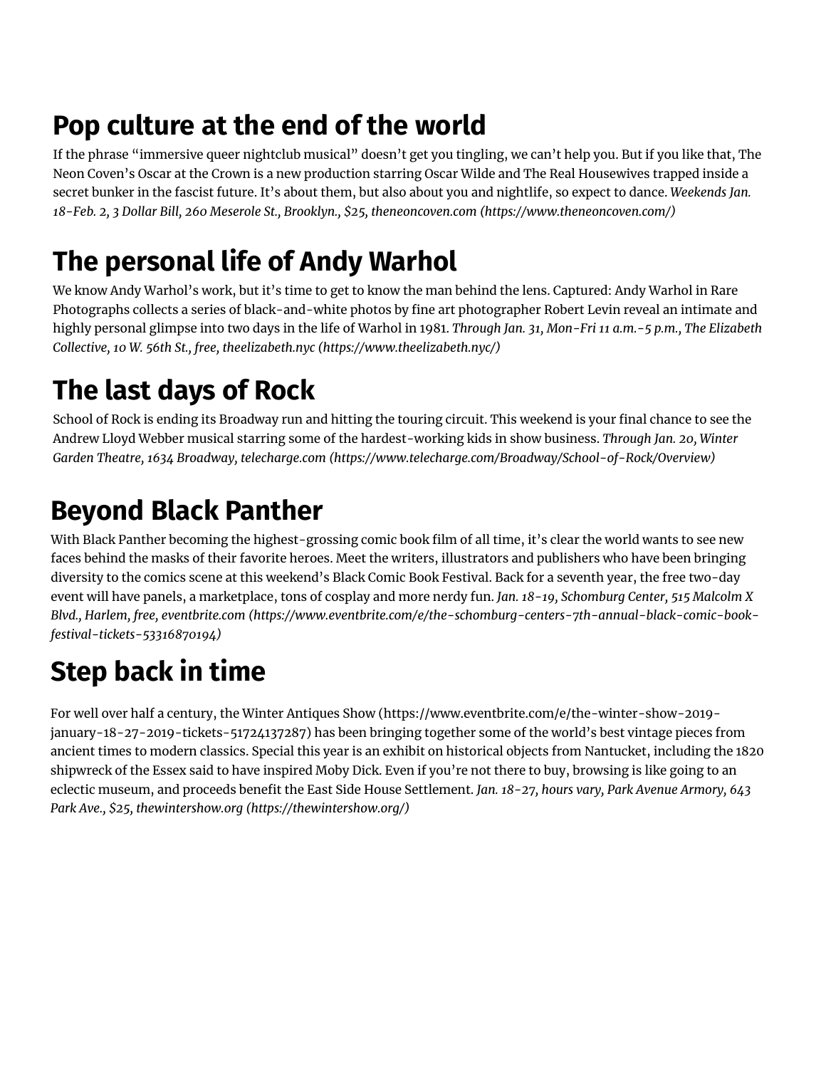## Pop culture at the end of the world

If the phrase "immersive queer nightclub musical" doesn't get you tingling, we can't help you. But if you like that, The Neon Coven's Oscar at the Crown is a new production starring Oscar Wilde and The Real Housewives trapped inside a secret bunker in the fascist future. It's about them, but also about you and nightlife, so expect to dance. *Weekends Jan. 18-Feb. 2, 3 Dollar Bill, 260 Meserole St., Brooklyn., $25, theneoncoven.com (https://www.theneoncoven.com/)*

## The personal life of Andy Warhol

We know Andy Warhol's work, but it's time to get to know the man behind the lens. Captured: Andy Warhol in Rare Photographs collects a series of black-and-white photos by fine art photographer Robert Levin reveal an intimate and highly personal glimpse into two days in the life of Warhol in 1981. *Through Jan. 31, Mon-Fri 11 a.m.-5 p.m., The Elizabeth Collective, 10 W. 56th St., free, theelizabeth.nyc (https://www.theelizabeth.nyc/)*

## The last days of Rock

School of Rock is ending its Broadway run and hitting the touring circuit. This weekend is your final chance to see the Andrew Lloyd Webber musical starring some of the hardest-working kids in show business. *Through Jan. 20, Winter Garden Theatre, 1634 Broadway, telecharge.com (https://www.telecharge.com/Broadway/School-of-Rock/Overview)*

## Beyond Black Panther

With Black Panther becoming the highest-grossing comic book film of all time, it's clear the world wants to see new faces behind the masks of their favorite heroes. Meet the writers, illustrators and publishers who have been bringing diversity to the comics scene at this weekend's Black Comic Book Festival. Back for a seventh year, the free two-day event will have panels, a marketplace, tons of cosplay and more nerdy fun. *Jan. 18-19, Schomburg Center, 515 Malcolm X Blvd., Harlem, free, eventbrite.com (https://www.eventbrite.com/e/the-schomburg-centers-7th-annual-black-comic-book-festival-tickets-53316870194)*

## Step back in time

For well over half a century, the Winter Antiques Show (https://www.eventbrite.com/e/the-winter-show-2019-january-18-27-2019-tickets-51724137287) has been bringing together some of the world's best vintage pieces from ancient times to modern classics. Special this year is an exhibit on historical objects from Nantucket, including the 1820 shipwreck of the Essex said to have inspired Moby Dick. Even if you're not there to buy, browsing is like going to an eclectic museum, and proceeds benefit the East Side House Settlement. *Jan. 18-27, hours vary, Park Avenue Armory, 643 Park Ave., $25, thewintershow.org (https://thewintershow.org/)*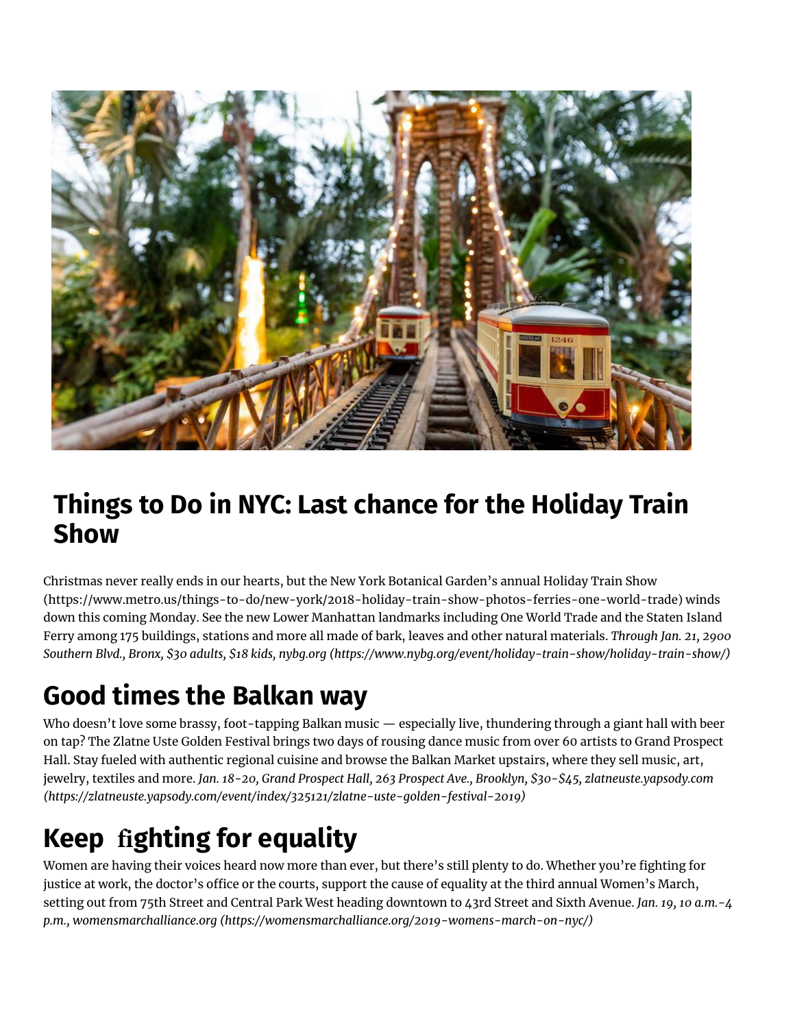# Things to Do in NYC: Last chance for the Holiday Train Show

Christmas never really ends in our hearts, but the New York Botanical Garden's annual Holiday Train Show (https://www.metro.us/things-to-do/new-york/2018-holiday-train-show-photos-ferries-one-world-trade) winds down this coming Monday. See the new Lower Manhattan landmarks including One World Trade and the Staten Island Ferry among 175 buildings, stations and more all made of bark, leaves and other natural materials. *Through Jan. 21, 2900 Southern Blvd., Bronx, $30 adults, $18 kids, nybg.org (https://www.nybg.org/event/holiday-train-show/holiday-train-show/)*

## Good times the Balkan way

Who doesn't love some brassy, foot-tapping Balkan music — especially live, thundering through a giant hall with beer on tap? The Zlatne Uste Golden Festival brings two days of rousing dance music from over 60 artists to Grand Prospect Hall. Stay fueled with authentic regional cuisine and browse the Balkan Market upstairs, where they sell music, art, jewelry, textiles and more. *Jan. 18-20, Grand Prospect Hall, 263 Prospect Ave., Brooklyn, $30-$45, zlatneuste.yapsody.com (https://zlatneuste.yapsody.com/event/index/325121/zlatne-uste-golden-festival-2019)*

## Keep fighting for equality

Women are having their voices heard now more than ever, but there's still plenty to do. Whether you're fighting for justice at work, the doctor's office or the courts, support the cause of equality at the third annual Women's March, setting out from 75th Street and Central Park West heading downtown to 43rd Street and Sixth Avenue. *Jan. 19, 10 a.m.-4 p.m., womensmarchalliance.org (https://womensmarchalliance.org/2019-womens-march-on-nyc/)*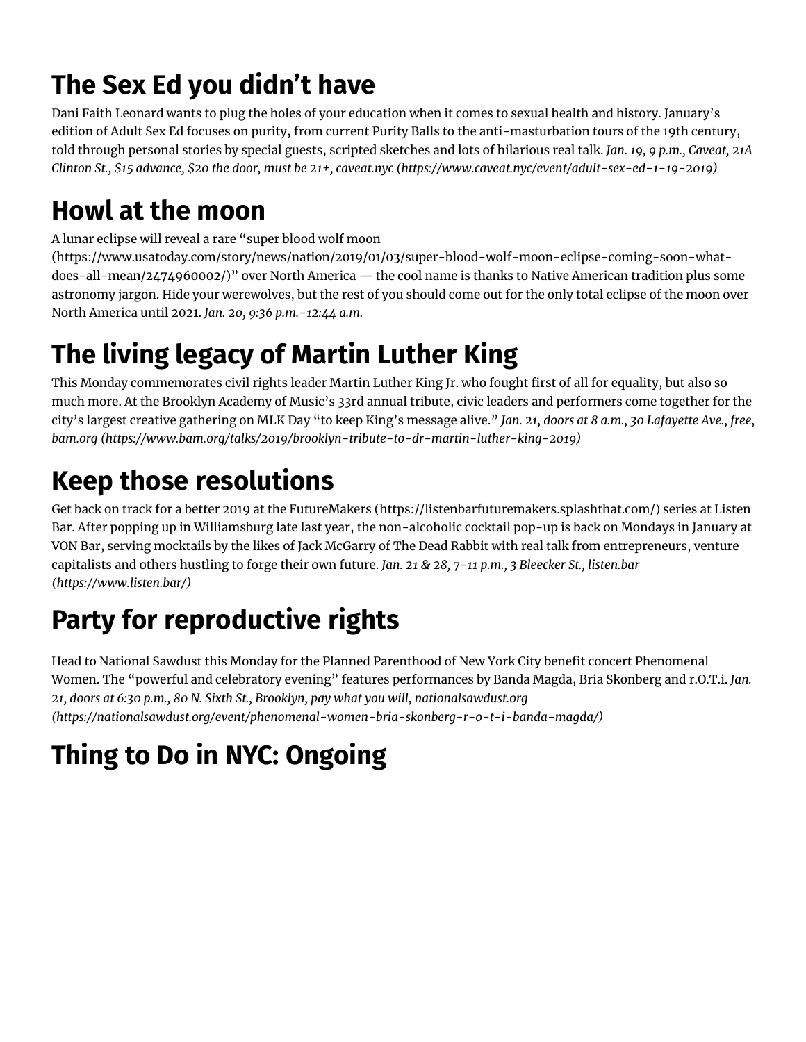## The Sex Ed you didn't have

Dani Faith Leonard wants to plug the holes of your education when it comes to sexual health and history. January's edition of Adult Sex Ed focuses on purity, from current Purity Balls to the anti-masturbation tours of the 19th century, told through personal stories by special guests, scripted sketches and lots of hilarious real talk. *Jan. 19, 9 p.m., Caveat, 21A Clinton St., $15 advance, $20 the door, must be 21+, caveat.nyc (https://www.caveat.nyc/event/adult-sex-ed-1-19-2019)*

## Howl at the moon

A lunar eclipse will reveal a rare "super blood wolf moon (https://www.usatoday.com/story/news/nation/2019/01/03/super-blood-wolf-moon-eclipse-coming-soon-what-does-all-mean/2474960002/)" over North America — the cool name is thanks to Native American tradition plus some astronomy jargon. Hide your werewolves, but the rest of you should come out for the only total eclipse of the moon over North America until 2021. *Jan. 20, 9:36 p.m.-12:44 a.m.*

## The living legacy of Martin Luther King

This Monday commemorates civil rights leader Martin Luther King Jr. who fought first of all for equality, but also so much more. At the Brooklyn Academy of Music's 33rd annual tribute, civic leaders and performers come together for the city's largest creative gathering on MLK Day "to keep King's message alive." *Jan. 21, doors at 8 a.m., 30 Lafayette Ave., free, bam.org (https://www.bam.org/talks/2019/brooklyn-tribute-to-dr-martin-luther-king-2019)*

## Keep those resolutions

Get back on track for a better 2019 at the FutureMakers (https://listenbarfuturemakers.splashthat.com/) series at Listen Bar. After popping up in Williamsburg late last year, the non-alcoholic cocktail pop-up is back on Mondays in January at VON Bar, serving mocktails by the likes of Jack McGarry of The Dead Rabbit with real talk from entrepreneurs, venture capitalists and others hustling to forge their own future. *Jan. 21 & 28, 7-11 p.m., 3 Bleecker St., listen.bar (https://www.listen.bar/)*

## Party for reproductive rights

Head to National Sawdust this Monday for the Planned Parenthood of New York City benefit concert Phenomenal Women. The "powerful and celebratory evening" features performances by Banda Magda, Bria Skonberg and r.O.T.i. *Jan. 21, doors at 6:30 p.m., 80 N. Sixth St., Brooklyn, pay what you will, nationalsawdust.org (https://nationalsawdust.org/event/phenomenal-women-bria-skonberg-r-o-t-i-banda-magda/)*

## Thing to Do in NYC: Ongoing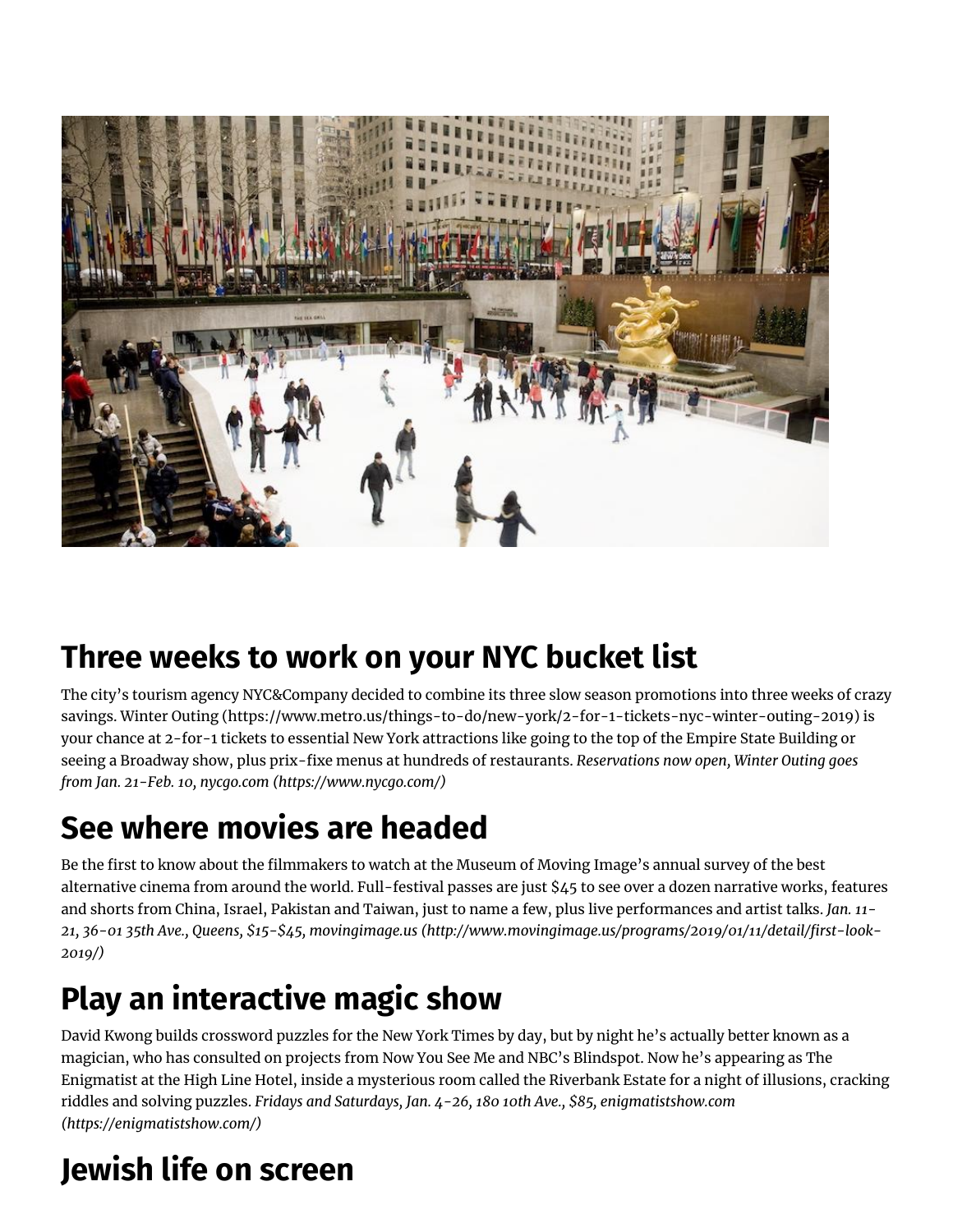## Three weeks to work on your NYC bucket list

The city's tourism agency NYC&Company decided to combine its three slow season promotions into three weeks of crazy savings. Winter Outing (https://www.metro.us/things-to-do/new-york/2-for-1-tickets-nyc-winter-outing-2019) is your chance at 2-for-1 tickets to essential New York attractions like going to the top of the Empire State Building or seeing a Broadway show, plus prix-fixe menus at hundreds of restaurants. *Reservations now open, Winter Outing goes from Jan. 21-Feb. 10, nycgo.com (https://www.nycgo.com/)*

## See where movies are headed

Be the first to know about the filmmakers to watch at the Museum of Moving Image's annual survey of the best alternative cinema from around the world. Full-festival passes are just $45 to see over a dozen narrative works, features and shorts from China, Israel, Pakistan and Taiwan, just to name a few, plus live performances and artist talks. *Jan. 11-21, 36-01 35th Ave., Queens, $15-$45, movingimage.us (http://www.movingimage.us/programs/2019/01/11/detail/first-look-2019/)*

## Play an interactive magic show

David Kwong builds crossword puzzles for the New York Times by day, but by night he's actually better known as a magician, who has consulted on projects from Now You See Me and NBC's Blindspot. Now he's appearing as The Enigmatist at the High Line Hotel, inside a mysterious room called the Riverbank Estate for a night of illusions, cracking riddles and solving puzzles. *Fridays and Saturdays, Jan. 4-26, 180 10th Ave., $85, enigmatistshow.com (https://enigmatistshow.com/)*

## Jewish life on screen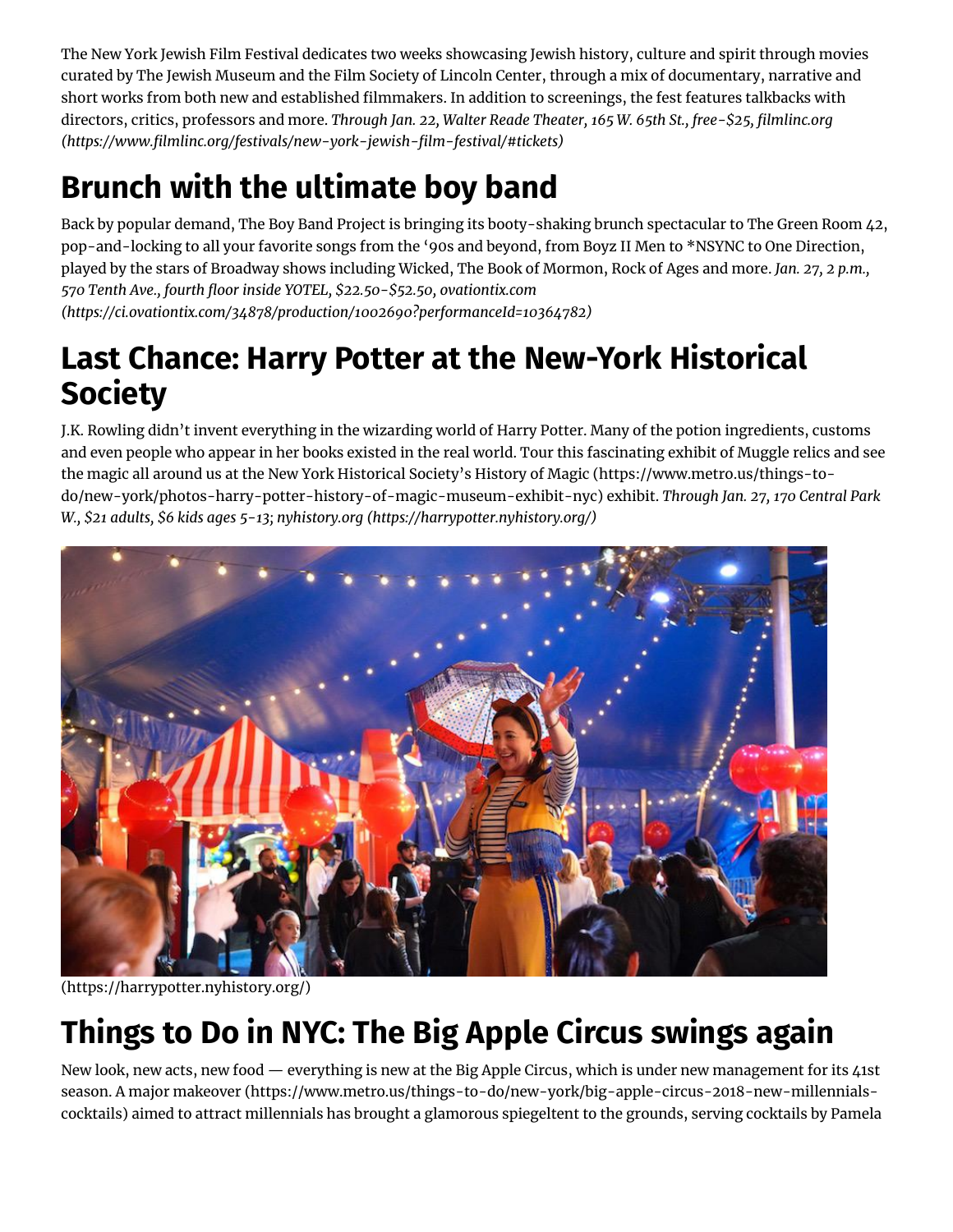The New York Jewish Film Festival dedicates two weeks showcasing Jewish history, culture and spirit through movies curated by The Jewish Museum and the Film Society of Lincoln Center, through a mix of documentary, narrative and short works from both new and established filmmakers. In addition to screenings, the fest features talkbacks with directors, critics, professors and more. *Through Jan. 22, Walter Reade Theater, 165 W. 65th St., free-$25, filmlinc.org (https://www.filmlinc.org/festivals/new-york-jewish-film-festival/#tickets)*

## Brunch with the ultimate boy band

Back by popular demand, The Boy Band Project is bringing its booty-shaking brunch spectacular to The Green Room 42, pop-and-locking to all your favorite songs from the '90s and beyond, from Boyz II Men to *NSYNC to One Direction, played by the stars of Broadway shows including Wicked, The Book of Mormon, Rock of Ages and more. *Jan. 27, 2 p.m., 570 Tenth Ave., fourth floor inside YOTEL, $22.50-$52.50, ovationtix.com (https://ci.ovationtix.com/34878/production/1002690?performanceId=10364782)*

## Last Chance: Harry Potter at the New-York Historical Society

J.K. Rowling didn't invent everything in the wizarding world of Harry Potter. Many of the potion ingredients, customs and even people who appear in her books existed in the real world. Tour this fascinating exhibit of Muggle relics and see the magic all around us at the New York Historical Society's History of Magic (https://www.metro.us/things-to-do/new-york/photos-harry-potter-history-of-magic-museum-exhibit-nyc) exhibit. *Through Jan. 27, 170 Central Park W., $21 adults, $6 kids ages 5-13; nyhistory.org (https://harrypotter.nyhistory.org/)*

(https://harrypotter.nyhistory.org/)

## Things to Do in NYC: The Big Apple Circus swings again

New look, new acts, new food — everything is new at the Big Apple Circus, which is under new management for its 41st season. A major makeover (https://www.metro.us/things-to-do/new-york/big-apple-circus-2018-new-millennials-cocktails) aimed to attract millennials has brought a glamorous spiegeltent to the grounds, serving cocktails by Pamela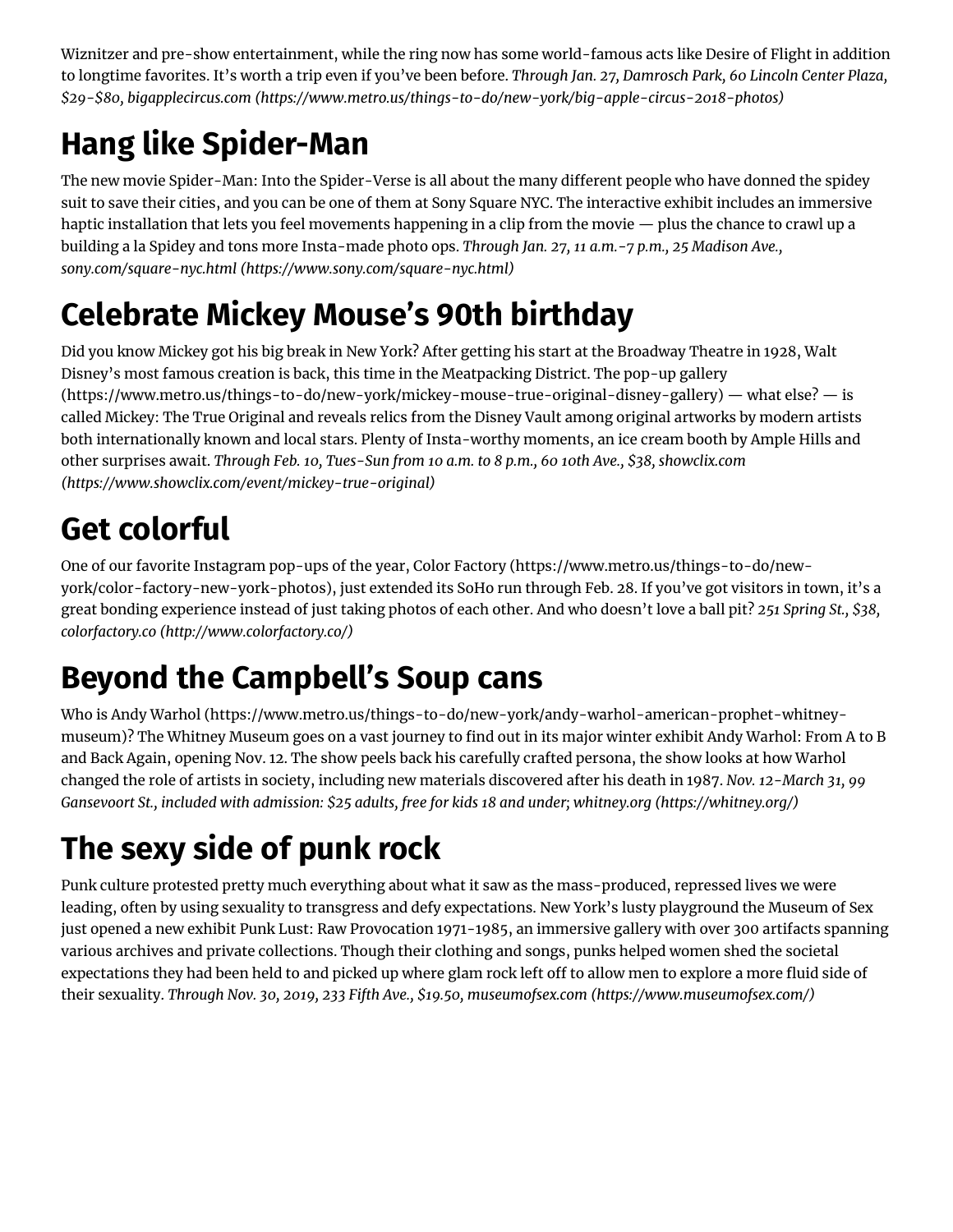Wiznitzer and pre-show entertainment, while the ring now has some world-famous acts like Desire of Flight in addition to longtime favorites. It's worth a trip even if you've been before. *Through Jan. 27, Damrosch Park, 60 Lincoln Center Plaza, $29-$80, bigapplecircus.com (https://www.metro.us/things-to-do/new-york/big-apple-circus-2018-photos)*

# Hang like Spider-Man

The new movie Spider-Man: Into the Spider-Verse is all about the many different people who have donned the spidey suit to save their cities, and you can be one of them at Sony Square NYC. The interactive exhibit includes an immersive haptic installation that lets you feel movements happening in a clip from the movie — plus the chance to crawl up a building a la Spidey and tons more Insta-made photo ops. *Through Jan. 27, 11 a.m.-7 p.m., 25 Madison Ave., sony.com/square-nyc.html (https://www.sony.com/square-nyc.html)*

# Celebrate Mickey Mouse's 90th birthday

Did you know Mickey got his big break in New York? After getting his start at the Broadway Theatre in 1928, Walt Disney's most famous creation is back, this time in the Meatpacking District. The pop-up gallery (https://www.metro.us/things-to-do/new-york/mickey-mouse-true-original-disney-gallery) — what else? — is called Mickey: The True Original and reveals relics from the Disney Vault among original artworks by modern artists both internationally known and local stars. Plenty of Insta-worthy moments, an ice cream booth by Ample Hills and other surprises await. *Through Feb. 10, Tues-Sun from 10 a.m. to 8 p.m., 60 10th Ave., $38, showclix.com (https://www.showclix.com/event/mickey-true-original)*

# Get colorful

One of our favorite Instagram pop-ups of the year, Color Factory (https://www.metro.us/things-to-do/new-york/color-factory-new-york-photos), just extended its SoHo run through Feb. 28. If you've got visitors in town, it's a great bonding experience instead of just taking photos of each other. And who doesn't love a ball pit? *251 Spring St., $38, colorfactory.co (http://www.colorfactory.co/)*

# Beyond the Campbell's Soup cans

Who is Andy Warhol (https://www.metro.us/things-to-do/new-york/andy-warhol-american-prophet-whitney-museum)? The Whitney Museum goes on a vast journey to find out in its major winter exhibit Andy Warhol: From A to B and Back Again, opening Nov. 12. The show peels back his carefully crafted persona, the show looks at how Warhol changed the role of artists in society, including new materials discovered after his death in 1987. *Nov. 12-March 31, 99 Gansevoort St., included with admission: $25 adults, free for kids 18 and under; whitney.org (https://whitney.org/)*

# The sexy side of punk rock

Punk culture protested pretty much everything about what it saw as the mass-produced, repressed lives we were leading, often by using sexuality to transgress and defy expectations. New York's lusty playground the Museum of Sex just opened a new exhibit Punk Lust: Raw Provocation 1971-1985, an immersive gallery with over 300 artifacts spanning various archives and private collections. Though their clothing and songs, punks helped women shed the societal expectations they had been held to and picked up where glam rock left off to allow men to explore a more fluid side of their sexuality. *Through Nov. 30, 2019, 233 Fifth Ave., $19.50, museumofsex.com (https://www.museumofsex.com/)*